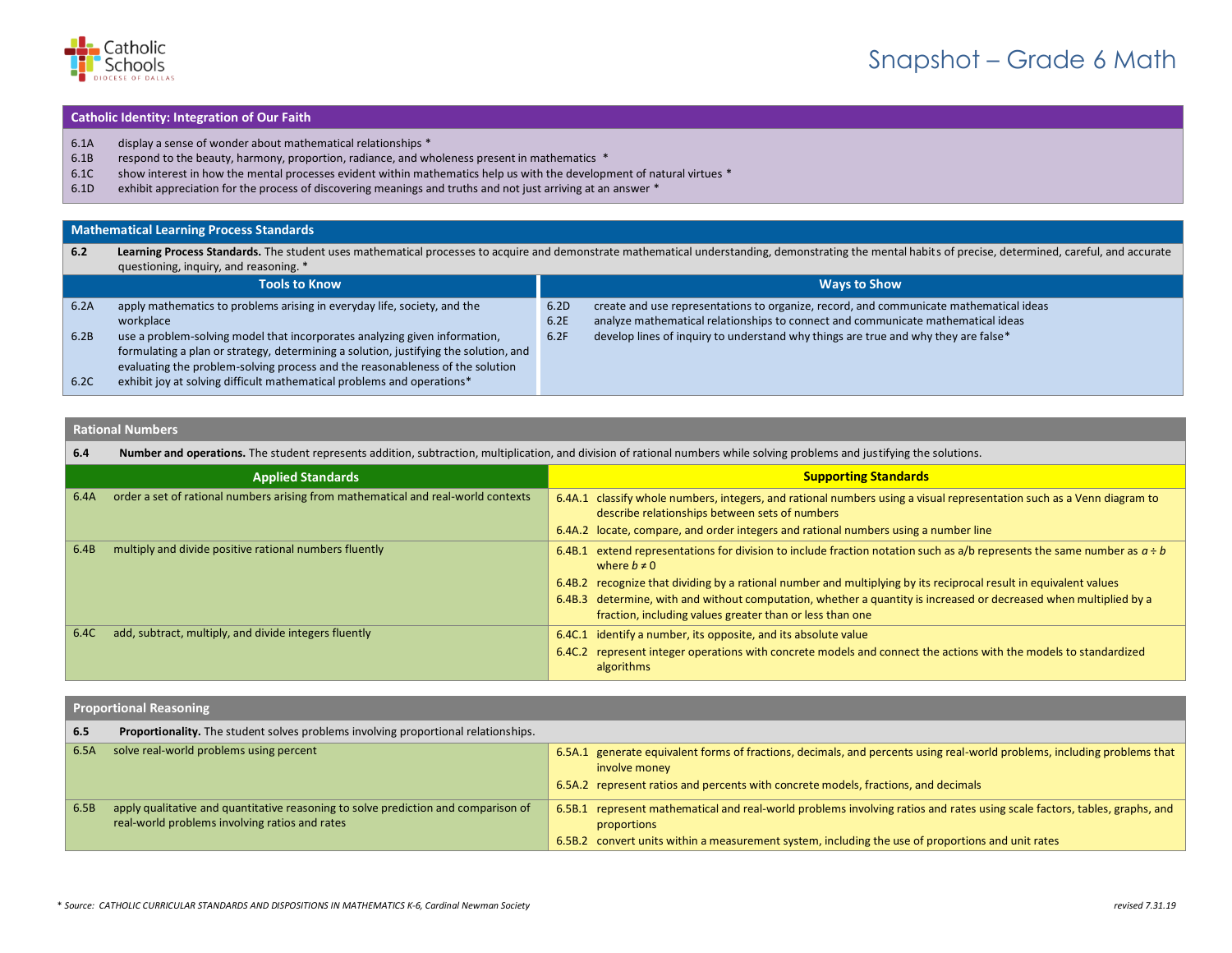# Snapshot – Grade 6 Math

Catholic Schools — Diocese of Dallas

## Catholic Identity: Integration of Our Faith

- 6.1A display a sense of wonder about mathematical relationships *
- 6.1B respond to the beauty, harmony, proportion, radiance, and wholeness present in mathematics *
- 6.1C show interest in how the mental processes evident within mathematics help us with the development of natural virtues *
- 6.1D exhibit appreciation for the process of discovering meanings and truths and not just arriving at an answer *

## Mathematical Learning Process Standards

**6.2 Learning Process Standards.** The student uses mathematical processes to acquire and demonstrate mathematical understanding, demonstrating the mental habits of precise, determined, careful, and accurate questioning, inquiry, and reasoning. *

| Tools to Know | Ways to Show |
|---|---|
| 6.2A apply mathematics to problems arising in everyday life, society, and the workplace | 6.2D create and use representations to organize, record, and communicate mathematical ideas |
| 6.2B use a problem-solving model that incorporates analyzing given information, formulating a plan or strategy, determining a solution, justifying the solution, and evaluating the problem-solving process and the reasonableness of the solution | 6.2E analyze mathematical relationships to connect and communicate mathematical ideas |
| 6.2C exhibit joy at solving difficult mathematical problems and operations* | 6.2F develop lines of inquiry to understand why things are true and why they are false* |

## Rational Numbers

**6.4 Number and operations.** The student represents addition, subtraction, multiplication, and division of rational numbers while solving problems and justifying the solutions.

| Applied Standards | Supporting Standards |
|---|---|
| 6.4A order a set of rational numbers arising from mathematical and real-world contexts | 6.4A.1 classify whole numbers, integers, and rational numbers using a visual representation such as a Venn diagram to describe relationships between sets of numbers<br>6.4A.2 locate, compare, and order integers and rational numbers using a number line |
| 6.4B multiply and divide positive rational numbers fluently | 6.4B.1 extend representations for division to include fraction notation such as a/b represents the same number as $a \div b$ where $b \neq 0$<br>6.4B.2 recognize that dividing by a rational number and multiplying by its reciprocal result in equivalent values<br>6.4B.3 determine, with and without computation, whether a quantity is increased or decreased when multiplied by a fraction, including values greater than or less than one |
| 6.4C add, subtract, multiply, and divide integers fluently | 6.4C.1 identify a number, its opposite, and its absolute value<br>6.4C.2 represent integer operations with concrete models and connect the actions with the models to standardized algorithms |

## Proportional Reasoning

**6.5 Proportionality.** The student solves problems involving proportional relationships.

| Applied Standards | Supporting Standards |
|---|---|
| 6.5A solve real-world problems using percent | 6.5A.1 generate equivalent forms of fractions, decimals, and percents using real-world problems, including problems that involve money<br>6.5A.2 represent ratios and percents with concrete models, fractions, and decimals |
| 6.5B apply qualitative and quantitative reasoning to solve prediction and comparison of real-world problems involving ratios and rates | 6.5B.1 represent mathematical and real-world problems involving ratios and rates using scale factors, tables, graphs, and proportions<br>6.5B.2 convert units within a measurement system, including the use of proportions and unit rates |

*\* Source: CATHOLIC CURRICULAR STANDARDS AND DISPOSITIONS IN MATHEMATICS K-6, Cardinal Newman Society*

*revised 7.31.19*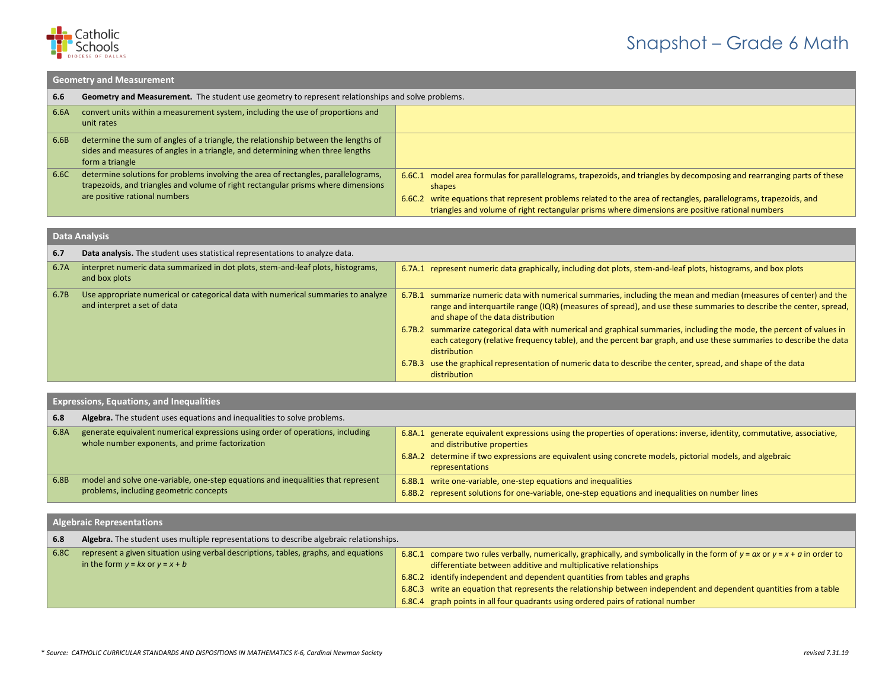# Snapshot – Grade 6 Math

## Geometry and Measurement

| | | |
|---|---|---|
| **6.6** | **Geometry and Measurement.** The student use geometry to represent relationships and solve problems. | |
| 6.6A | convert units within a measurement system, including the use of proportions and unit rates | |
| 6.6B | determine the sum of angles of a triangle, the relationship between the lengths of sides and measures of angles in a triangle, and determining when three lengths form a triangle | |
| 6.6C | determine solutions for problems involving the area of rectangles, parallelograms, trapezoids, and triangles and volume of right rectangular prisms where dimensions are positive rational numbers | 6.6C.1 model area formulas for parallelograms, trapezoids, and triangles by decomposing and rearranging parts of these shapes<br>6.6C.2 write equations that represent problems related to the area of rectangles, parallelograms, trapezoids, and triangles and volume of right rectangular prisms where dimensions are positive rational numbers |

## Data Analysis

| | | |
|---|---|---|
| **6.7** | **Data analysis.** The student uses statistical representations to analyze data. | |
| 6.7A | interpret numeric data summarized in dot plots, stem-and-leaf plots, histograms, and box plots | 6.7A.1 represent numeric data graphically, including dot plots, stem-and-leaf plots, histograms, and box plots |
| 6.7B | Use appropriate numerical or categorical data with numerical summaries to analyze and interpret a set of data | 6.7B.1 summarize numeric data with numerical summaries, including the mean and median (measures of center) and the range and interquartile range (IQR) (measures of spread), and use these summaries to describe the center, spread, and shape of the data distribution<br>6.7B.2 summarize categorical data with numerical and graphical summaries, including the mode, the percent of values in each category (relative frequency table), and the percent bar graph, and use these summaries to describe the data distribution<br>6.7B.3 use the graphical representation of numeric data to describe the center, spread, and shape of the data distribution |

## Expressions, Equations, and Inequalities

| | | |
|---|---|---|
| **6.8** | **Algebra.** The student uses equations and inequalities to solve problems. | |
| 6.8A | generate equivalent numerical expressions using order of operations, including whole number exponents, and prime factorization | 6.8A.1 generate equivalent expressions using the properties of operations: inverse, identity, commutative, associative, and distributive properties<br>6.8A.2 determine if two expressions are equivalent using concrete models, pictorial models, and algebraic representations |
| 6.8B | model and solve one-variable, one-step equations and inequalities that represent problems, including geometric concepts | 6.8B.1 write one-variable, one-step equations and inequalities<br>6.8B.2 represent solutions for one-variable, one-step equations and inequalities on number lines |

## Algebraic Representations

| | | |
|---|---|---|
| **6.8** | **Algebra.** The student uses multiple representations to describe algebraic relationships. | |
| 6.8C | represent a given situation using verbal descriptions, tables, graphs, and equations in the form $y = kx$ or $y = x + b$ | 6.8C.1 compare two rules verbally, numerically, graphically, and symbolically in the form of $y = ax$ or $y = x + a$ in order to differentiate between additive and multiplicative relationships<br>6.8C.2 identify independent and dependent quantities from tables and graphs<br>6.8C.3 write an equation that represents the relationship between independent and dependent quantities from a table<br>6.8C.4 graph points in all four quadrants using ordered pairs of rational number |

*\* Source: CATHOLIC CURRICULAR STANDARDS AND DISPOSITIONS IN MATHEMATICS K-6, Cardinal Newman Society*

*revised 7.31.19*